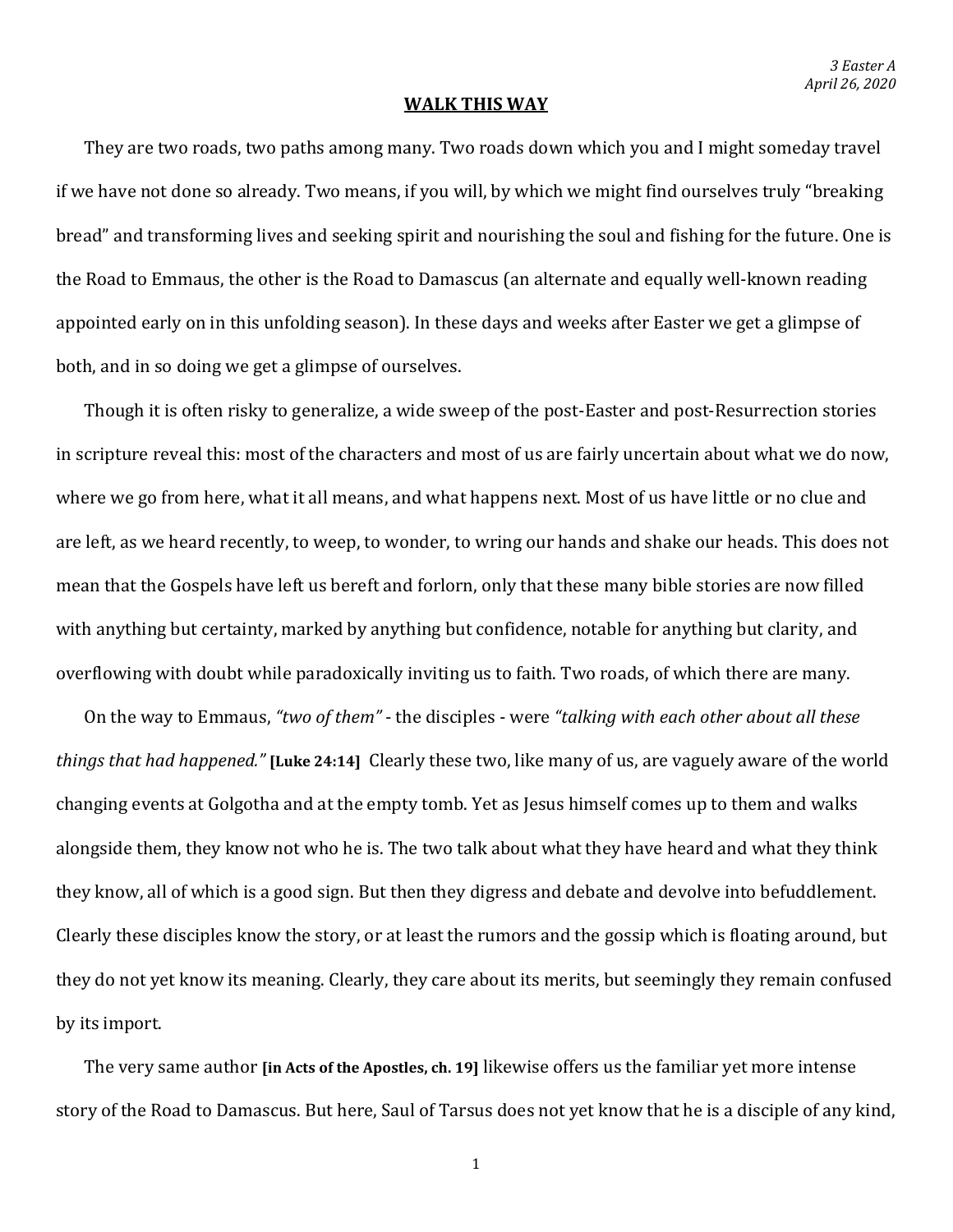*3 Easter A*
*April 26, 2020*

# WALK THIS WAY

They are two roads, two paths among many. Two roads down which you and I might someday travel if we have not done so already. Two means, if you will, by which we might find ourselves truly "breaking bread" and transforming lives and seeking spirit and nourishing the soul and fishing for the future. One is the Road to Emmaus, the other is the Road to Damascus (an alternate and equally well-known reading appointed early on in this unfolding season). In these days and weeks after Easter we get a glimpse of both, and in so doing we get a glimpse of ourselves.

Though it is often risky to generalize, a wide sweep of the post-Easter and post-Resurrection stories in scripture reveal this: most of the characters and most of us are fairly uncertain about what we do now, where we go from here, what it all means, and what happens next. Most of us have little or no clue and are left, as we heard recently, to weep, to wonder, to wring our hands and shake our heads. This does not mean that the Gospels have left us bereft and forlorn, only that these many bible stories are now filled with anything but certainty, marked by anything but confidence, notable for anything but clarity, and overflowing with doubt while paradoxically inviting us to faith. Two roads, of which there are many.

On the way to Emmaus, *"two of them"* - the disciples - were *"talking with each other about all these things that had happened."* **[Luke 24:14]** Clearly these two, like many of us, are vaguely aware of the world changing events at Golgotha and at the empty tomb. Yet as Jesus himself comes up to them and walks alongside them, they know not who he is. The two talk about what they have heard and what they think they know, all of which is a good sign. But then they digress and debate and devolve into befuddlement. Clearly these disciples know the story, or at least the rumors and the gossip which is floating around, but they do not yet know its meaning. Clearly, they care about its merits, but seemingly they remain confused by its import.

The very same author **[in Acts of the Apostles, ch. 19]** likewise offers us the familiar yet more intense story of the Road to Damascus. But here, Saul of Tarsus does not yet know that he is a disciple of any kind,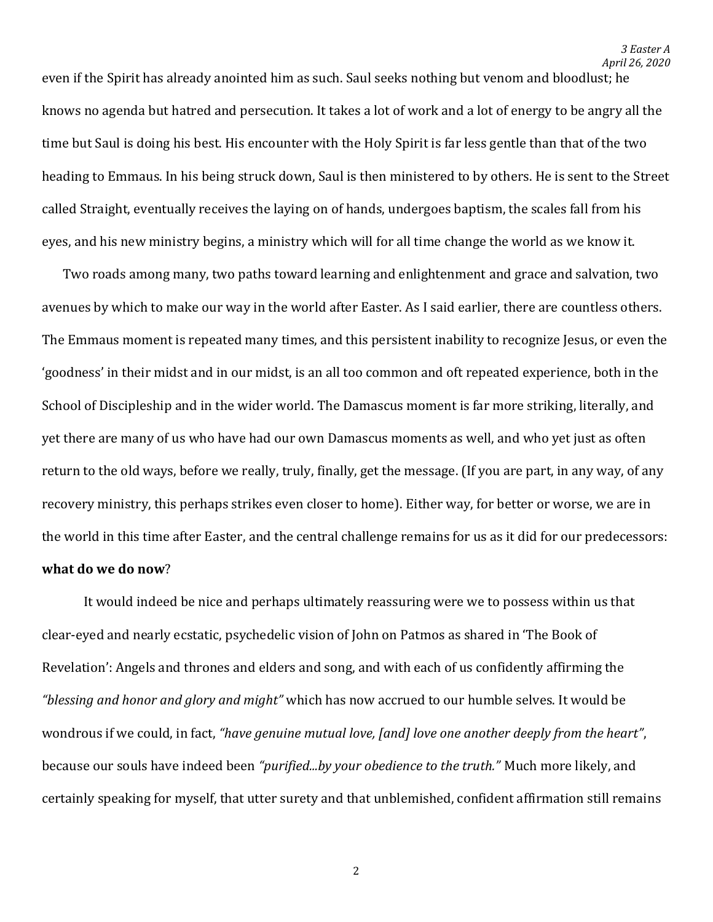even if the Spirit has already anointed him as such. Saul seeks nothing but venom and bloodlust; he knows no agenda but hatred and persecution. It takes a lot of work and a lot of energy to be angry all the time but Saul is doing his best. His encounter with the Holy Spirit is far less gentle than that of the two heading to Emmaus. In his being struck down, Saul is then ministered to by others. He is sent to the Street called Straight, eventually receives the laying on of hands, undergoes baptism, the scales fall from his eyes, and his new ministry begins, a ministry which will for all time change the world as we know it.

Two roads among many, two paths toward learning and enlightenment and grace and salvation, two avenues by which to make our way in the world after Easter. As I said earlier, there are countless others. The Emmaus moment is repeated many times, and this persistent inability to recognize Jesus, or even the 'goodness' in their midst and in our midst, is an all too common and oft repeated experience, both in the School of Discipleship and in the wider world. The Damascus moment is far more striking, literally, and yet there are many of us who have had our own Damascus moments as well, and who yet just as often return to the old ways, before we really, truly, finally, get the message. (If you are part, in any way, of any recovery ministry, this perhaps strikes even closer to home). Either way, for better or worse, we are in the world in this time after Easter, and the central challenge remains for us as it did for our predecessors: **what do we do now**?

It would indeed be nice and perhaps ultimately reassuring were we to possess within us that clear-eyed and nearly ecstatic, psychedelic vision of John on Patmos as shared in 'The Book of Revelation': Angels and thrones and elders and song, and with each of us confidently affirming the *"blessing and honor and glory and might"* which has now accrued to our humble selves. It would be wondrous if we could, in fact, *"have genuine mutual love, [and] love one another deeply from the heart"*, because our souls have indeed been *"purified...by your obedience to the truth."* Much more likely, and certainly speaking for myself, that utter surety and that unblemished, confident affirmation still remains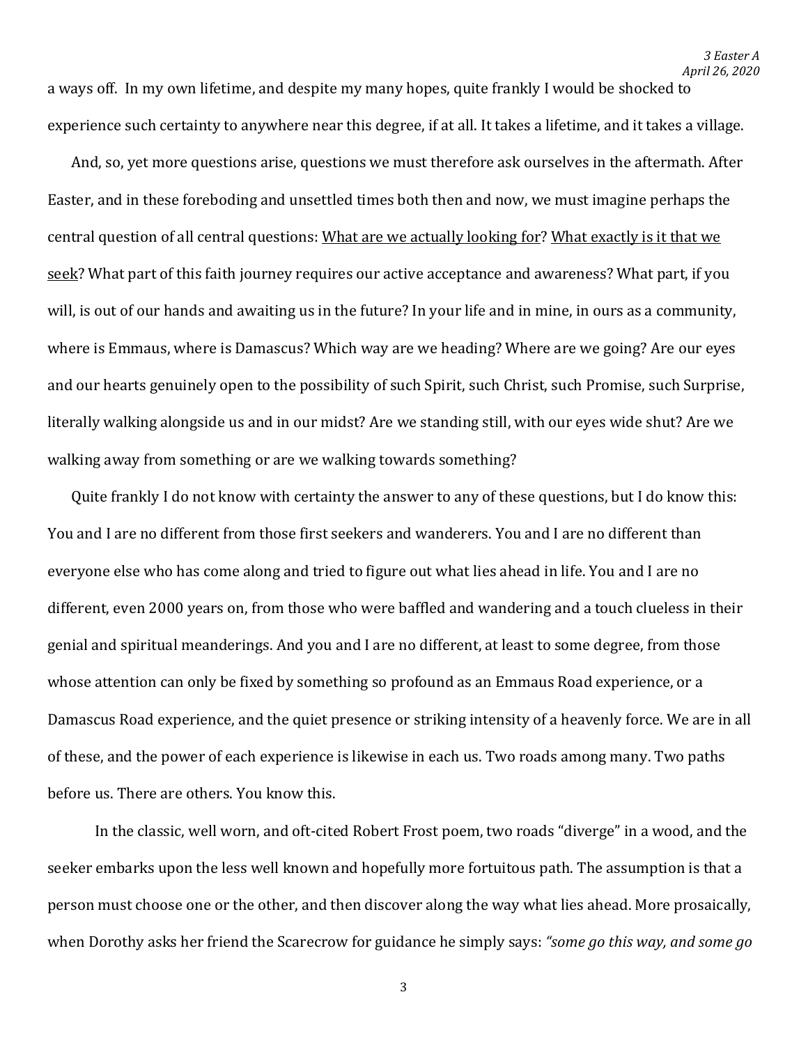a ways off. In my own lifetime, and despite my many hopes, quite frankly I would be shocked to experience such certainty to anywhere near this degree, if at all. It takes a lifetime, and it takes a village.

And, so, yet more questions arise, questions we must therefore ask ourselves in the aftermath. After Easter, and in these foreboding and unsettled times both then and now, we must imagine perhaps the central question of all central questions: <u>What are we actually looking for</u>? <u>What exactly is it that we seek</u>? What part of this faith journey requires our active acceptance and awareness? What part, if you will, is out of our hands and awaiting us in the future? In your life and in mine, in ours as a community, where is Emmaus, where is Damascus? Which way are we heading? Where are we going? Are our eyes and our hearts genuinely open to the possibility of such Spirit, such Christ, such Promise, such Surprise, literally walking alongside us and in our midst? Are we standing still, with our eyes wide shut? Are we walking away from something or are we walking towards something?

Quite frankly I do not know with certainty the answer to any of these questions, but I do know this: You and I are no different from those first seekers and wanderers. You and I are no different than everyone else who has come along and tried to figure out what lies ahead in life. You and I are no different, even 2000 years on, from those who were baffled and wandering and a touch clueless in their genial and spiritual meanderings. And you and I are no different, at least to some degree, from those whose attention can only be fixed by something so profound as an Emmaus Road experience, or a Damascus Road experience, and the quiet presence or striking intensity of a heavenly force. We are in all of these, and the power of each experience is likewise in each us. Two roads among many. Two paths before us. There are others. You know this.

In the classic, well worn, and oft-cited Robert Frost poem, two roads "diverge" in a wood, and the seeker embarks upon the less well known and hopefully more fortuitous path. The assumption is that a person must choose one or the other, and then discover along the way what lies ahead. More prosaically, when Dorothy asks her friend the Scarecrow for guidance he simply says: *"some go this way, and some go*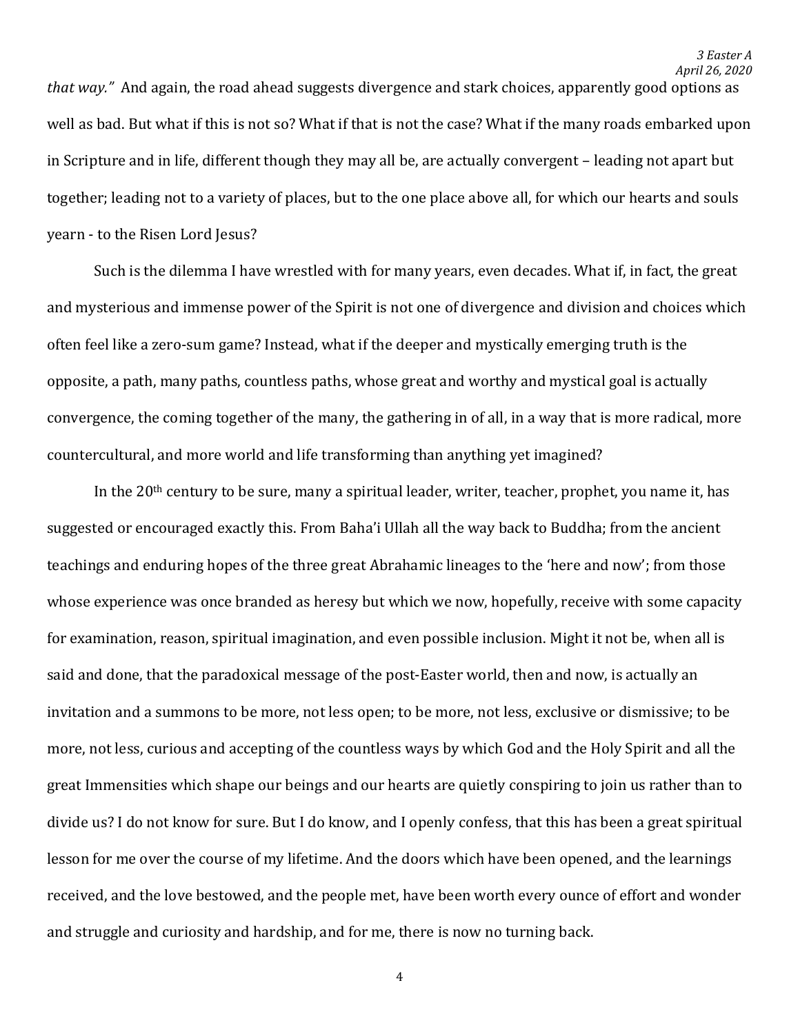*that way."* And again, the road ahead suggests divergence and stark choices, apparently good options as well as bad. But what if this is not so? What if that is not the case? What if the many roads embarked upon in Scripture and in life, different though they may all be, are actually convergent – leading not apart but together; leading not to a variety of places, but to the one place above all, for which our hearts and souls yearn - to the Risen Lord Jesus?

Such is the dilemma I have wrestled with for many years, even decades. What if, in fact, the great and mysterious and immense power of the Spirit is not one of divergence and division and choices which often feel like a zero-sum game? Instead, what if the deeper and mystically emerging truth is the opposite, a path, many paths, countless paths, whose great and worthy and mystical goal is actually convergence, the coming together of the many, the gathering in of all, in a way that is more radical, more countercultural, and more world and life transforming than anything yet imagined?

In the 20th century to be sure, many a spiritual leader, writer, teacher, prophet, you name it, has suggested or encouraged exactly this. From Baha'i Ullah all the way back to Buddha; from the ancient teachings and enduring hopes of the three great Abrahamic lineages to the 'here and now'; from those whose experience was once branded as heresy but which we now, hopefully, receive with some capacity for examination, reason, spiritual imagination, and even possible inclusion. Might it not be, when all is said and done, that the paradoxical message of the post-Easter world, then and now, is actually an invitation and a summons to be more, not less open; to be more, not less, exclusive or dismissive; to be more, not less, curious and accepting of the countless ways by which God and the Holy Spirit and all the great Immensities which shape our beings and our hearts are quietly conspiring to join us rather than to divide us? I do not know for sure. But I do know, and I openly confess, that this has been a great spiritual lesson for me over the course of my lifetime. And the doors which have been opened, and the learnings received, and the love bestowed, and the people met, have been worth every ounce of effort and wonder and struggle and curiosity and hardship, and for me, there is now no turning back.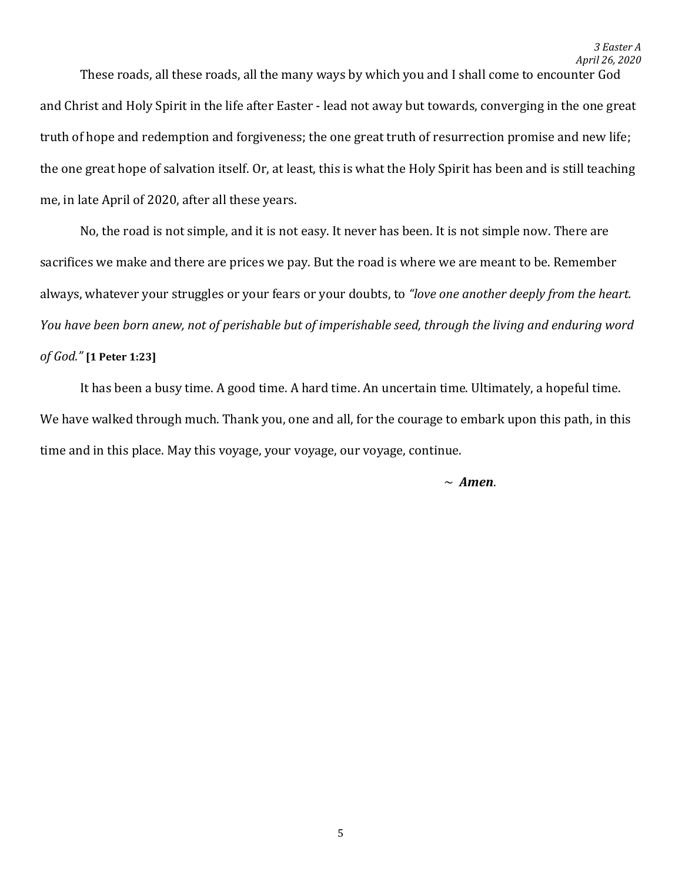These roads, all these roads, all the many ways by which you and I shall come to encounter God and Christ and Holy Spirit in the life after Easter - lead not away but towards, converging in the one great truth of hope and redemption and forgiveness; the one great truth of resurrection promise and new life; the one great hope of salvation itself. Or, at least, this is what the Holy Spirit has been and is still teaching me, in late April of 2020, after all these years.

No, the road is not simple, and it is not easy. It never has been. It is not simple now. There are sacrifices we make and there are prices we pay. But the road is where we are meant to be. Remember always, whatever your struggles or your fears or your doubts, to *"love one another deeply from the heart. You have been born anew, not of perishable but of imperishable seed, through the living and enduring word of God."* **[1 Peter 1:23]**

It has been a busy time. A good time. A hard time. An uncertain time. Ultimately, a hopeful time. We have walked through much. Thank you, one and all, for the courage to embark upon this path, in this time and in this place. May this voyage, your voyage, our voyage, continue.

~ ***Amen***.